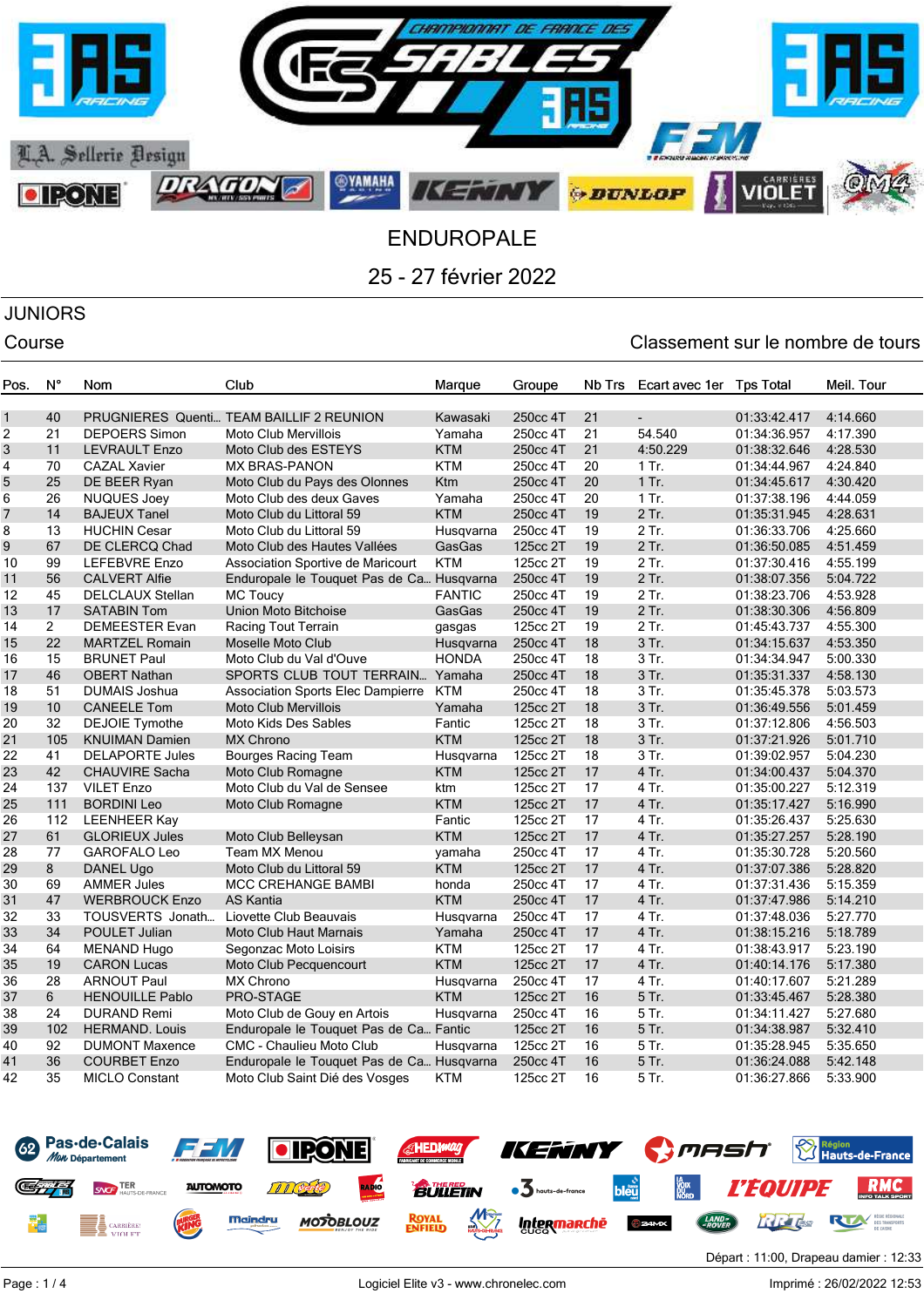# ENDUROPALE

## 25 - 27 février 2022

### JUNIORS

Course

Classement sur le nombre de tours

| Pos. | N° | Nom | Club | Marque | Groupe | Nb Trs | Ecart avec 1er | Tps Total | Meil. Tour |
|---|---|---|---|---|---|---|---|---|---|
| 1 | 40 | PRUGNIERES Quenti... | TEAM BAILLIF 2 REUNION | Kawasaki | 250cc 4T | 21 | - | 01:33:42.417 | 4:14.660 |
| 2 | 21 | DEPOERS Simon | Moto Club Mervillois | Yamaha | 250cc 4T | 21 | 54.540 | 01:34:36.957 | 4:17.390 |
| 3 | 11 | LEVRAULT Enzo | Moto Club des ESTEYS | KTM | 250cc 4T | 21 | 4:50.229 | 01:38:32.646 | 4:28.530 |
| 4 | 70 | CAZAL Xavier | MX BRAS-PANON | KTM | 250cc 4T | 20 | 1 Tr. | 01:34:44.967 | 4:24.840 |
| 5 | 25 | DE BEER Ryan | Moto Club du Pays des Olonnes | Ktm | 250cc 4T | 20 | 1 Tr. | 01:34:45.617 | 4:30.420 |
| 6 | 26 | NUQUES Joey | Moto Club des deux Gaves | Yamaha | 250cc 4T | 20 | 1 Tr. | 01:37:38.196 | 4:44.059 |
| 7 | 14 | BAJEUX Tanel | Moto Club du Littoral 59 | KTM | 250cc 4T | 19 | 2 Tr. | 01:35:31.945 | 4:28.631 |
| 8 | 13 | HUCHIN Cesar | Moto Club du Littoral 59 | Husqvarna | 250cc 4T | 19 | 2 Tr. | 01:36:33.706 | 4:25.660 |
| 9 | 67 | DE CLERCQ Chad | Moto Club des Hautes Vallées | GasGas | 125cc 2T | 19 | 2 Tr. | 01:36:50.085 | 4:51.459 |
| 10 | 99 | LEFEBVRE Enzo | Association Sportive de Maricourt | KTM | 125cc 2T | 19 | 2 Tr. | 01:37:30.416 | 4:55.199 |
| 11 | 56 | CALVERT Alfie | Enduropale le Touquet Pas de Ca... | Husqvarna | 250cc 4T | 19 | 2 Tr. | 01:38:07.356 | 5:04.722 |
| 12 | 45 | DELCLAUX Stellan | MC Toucy | FANTIC | 250cc 4T | 19 | 2 Tr. | 01:38:23.706 | 4:53.928 |
| 13 | 17 | SATABIN Tom | Union Moto Bitchoise | GasGas | 250cc 4T | 19 | 2 Tr. | 01:38:30.306 | 4:56.809 |
| 14 | 2 | DEMEESTER Evan | Racing Tout Terrain | gasgas | 125cc 2T | 19 | 2 Tr. | 01:45:43.737 | 4:55.300 |
| 15 | 22 | MARTZEL Romain | Moselle Moto Club | Husqvarna | 250cc 4T | 18 | 3 Tr. | 01:34:15.637 | 4:53.350 |
| 16 | 15 | BRUNET Paul | Moto Club du Val d'Ouve | HONDA | 250cc 4T | 18 | 3 Tr. | 01:34:34.947 | 5:00.330 |
| 17 | 46 | OBERT Nathan | SPORTS CLUB TOUT TERRAIN... | Yamaha | 250cc 4T | 18 | 3 Tr. | 01:35:31.337 | 4:58.130 |
| 18 | 51 | DUMAIS Joshua | Association Sports Elec Dampierre | KTM | 250cc 4T | 18 | 3 Tr. | 01:35:45.378 | 5:03.573 |
| 19 | 10 | CANEELE Tom | Moto Club Mervillois | Yamaha | 125cc 2T | 18 | 3 Tr. | 01:36:49.556 | 5:01.459 |
| 20 | 32 | DEJOIE Tymothe | Moto Kids Des Sables | Fantic | 125cc 2T | 18 | 3 Tr. | 01:37:12.806 | 4:56.503 |
| 21 | 105 | KNUIMAN Damien | MX Chrono | KTM | 125cc 2T | 18 | 3 Tr. | 01:37:21.926 | 5:01.710 |
| 22 | 41 | DELAPORTE Jules | Bourges Racing Team | Husqvarna | 125cc 2T | 18 | 3 Tr. | 01:39:02.957 | 5:04.230 |
| 23 | 42 | CHAUVIRE Sacha | Moto Club Romagne | KTM | 125cc 2T | 17 | 4 Tr. | 01:34:00.437 | 5:04.370 |
| 24 | 137 | VILET Enzo | Moto Club du Val de Sensee | ktm | 125cc 2T | 17 | 4 Tr. | 01:35:00.227 | 5:12.319 |
| 25 | 111 | BORDINI Leo | Moto Club Romagne | KTM | 125cc 2T | 17 | 4 Tr. | 01:35:17.427 | 5:16.990 |
| 26 | 112 | LEENHEER Kay | | Fantic | 125cc 2T | 17 | 4 Tr. | 01:35:26.437 | 5:25.630 |
| 27 | 61 | GLORIEUX Jules | Moto Club Belleysan | KTM | 125cc 2T | 17 | 4 Tr. | 01:35:27.257 | 5:28.190 |
| 28 | 77 | GAROFALO Leo | Team MX Menou | yamaha | 250cc 4T | 17 | 4 Tr. | 01:35:30.728 | 5:20.560 |
| 29 | 8 | DANEL Ugo | Moto Club du Littoral 59 | KTM | 125cc 2T | 17 | 4 Tr. | 01:37:07.386 | 5:28.820 |
| 30 | 69 | AMMER Jules | MCC CREHANGE BAMBI | honda | 250cc 4T | 17 | 4 Tr. | 01:37:31.436 | 5:15.359 |
| 31 | 47 | WERBROUCK Enzo | AS Kantia | KTM | 250cc 4T | 17 | 4 Tr. | 01:37:47.986 | 5:14.210 |
| 32 | 33 | TOUSVERTS Jonath... | Liovette Club Beauvais | Husqvarna | 250cc 4T | 17 | 4 Tr. | 01:37:48.036 | 5:27.770 |
| 33 | 34 | POULET Julian | Moto Club Haut Marnais | Yamaha | 250cc 4T | 17 | 4 Tr. | 01:38:15.216 | 5:18.789 |
| 34 | 64 | MENAND Hugo | Segonzac Moto Loisirs | KTM | 125cc 2T | 17 | 4 Tr. | 01:38:43.917 | 5:23.190 |
| 35 | 19 | CARON Lucas | Moto Club Pecquencourt | KTM | 125cc 2T | 17 | 4 Tr. | 01:40:14.176 | 5:17.380 |
| 36 | 28 | ARNOUT Paul | MX Chrono | Husqvarna | 250cc 4T | 17 | 4 Tr. | 01:40:17.607 | 5:21.289 |
| 37 | 6 | HENOUILLE Pablo | PRO-STAGE | KTM | 125cc 2T | 16 | 5 Tr. | 01:33:45.467 | 5:28.380 |
| 38 | 24 | DURAND Remi | Moto Club de Gouy en Artois | Husqvarna | 250cc 4T | 16 | 5 Tr. | 01:34:11.427 | 5:27.680 |
| 39 | 102 | HERMAND. Louis | Enduropale le Touquet Pas de Ca... | Fantic | 125cc 2T | 16 | 5 Tr. | 01:34:38.987 | 5:32.410 |
| 40 | 92 | DUMONT Maxence | CMC - Chaulieu Moto Club | Husqvarna | 125cc 2T | 16 | 5 Tr. | 01:35:28.945 | 5:35.650 |
| 41 | 36 | COURBET Enzo | Enduropale le Touquet Pas de Ca... | Husqvarna | 250cc 4T | 16 | 5 Tr. | 01:36:24.088 | 5:42.148 |
| 42 | 35 | MICLO Constant | Moto Club Saint Dié des Vosges | KTM | 125cc 2T | 16 | 5 Tr. | 01:36:27.866 | 5:33.900 |

Départ : 11:00, Drapeau damier : 12:33

Logiciel Elite v3 - www.chronelec.com

Imprimé : 26/02/2022 12:53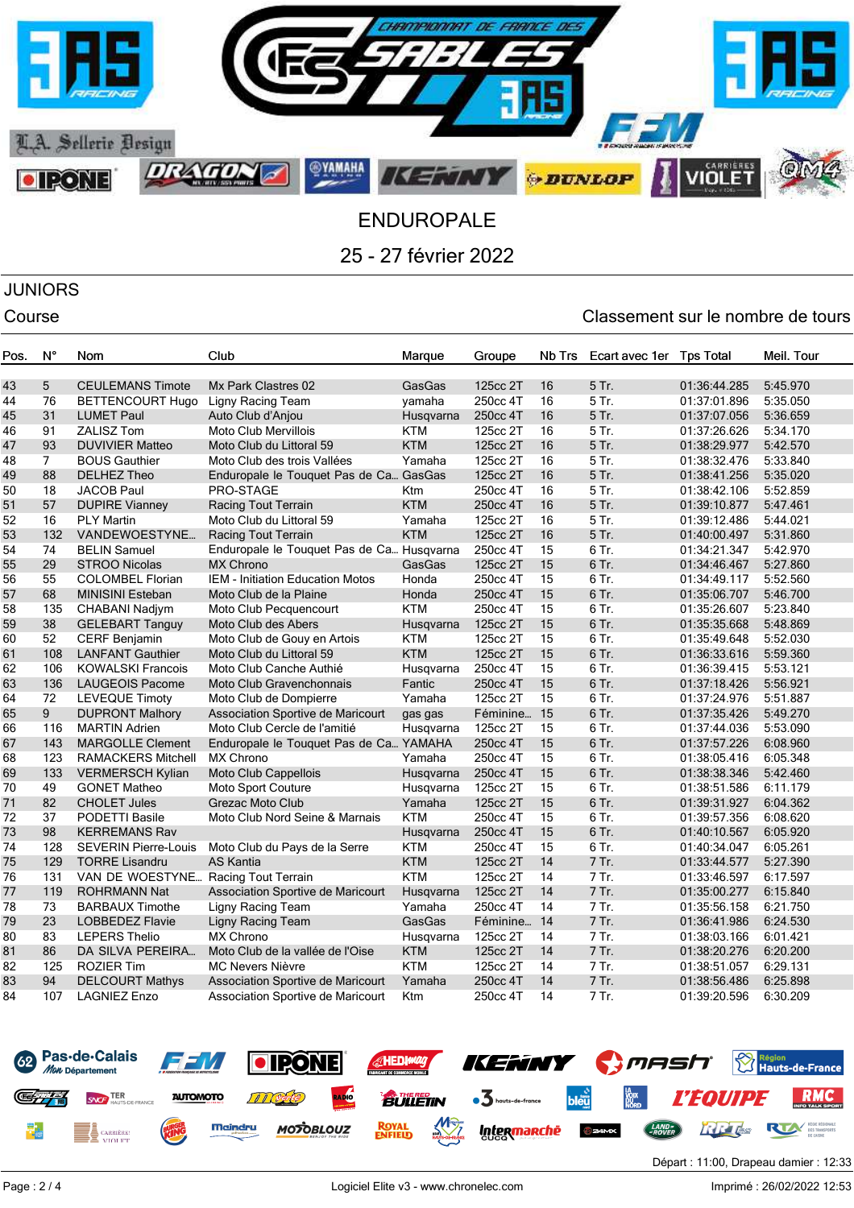# ENDUROPALE

## 25 - 27 février 2022

### JUNIORS

Course — Classement sur le nombre de tours

| Pos. | N° | Nom | Club | Marque | Groupe | Nb Trs | Ecart avec 1er | Tps Total | Meil. Tour |
|---|---|---|---|---|---|---|---|---|---|
| 43 | 5 | CEULEMANS Timote | Mx Park Clastres 02 | GasGas | 125cc 2T | 16 | 5 Tr. | 01:36:44.285 | 5:45.970 |
| 44 | 76 | BETTENCOURT Hugo | Ligny Racing Team | yamaha | 250cc 4T | 16 | 5 Tr. | 01:37:01.896 | 5:35.050 |
| 45 | 31 | LUMET Paul | Auto Club d'Anjou | Husqvarna | 250cc 4T | 16 | 5 Tr. | 01:37:07.056 | 5:36.659 |
| 46 | 91 | ZALISZ Tom | Moto Club Mervillois | KTM | 125cc 2T | 16 | 5 Tr. | 01:37:26.626 | 5:34.170 |
| 47 | 93 | DUVIVIER Matteo | Moto Club du Littoral 59 | KTM | 125cc 2T | 16 | 5 Tr. | 01:38:29.977 | 5:42.570 |
| 48 | 7 | BOUS Gauthier | Moto Club des trois Vallées | Yamaha | 125cc 2T | 16 | 5 Tr. | 01:38:32.476 | 5:33.840 |
| 49 | 88 | DELHEZ Theo | Enduropale le Touquet Pas de Ca... | GasGas | 125cc 2T | 16 | 5 Tr. | 01:38:41.256 | 5:35.020 |
| 50 | 18 | JACOB Paul | PRO-STAGE | Ktm | 250cc 4T | 16 | 5 Tr. | 01:38:42.106 | 5:52.859 |
| 51 | 57 | DUPIRE Vianney | Racing Tout Terrain | KTM | 250cc 4T | 16 | 5 Tr. | 01:39:10.877 | 5:47.461 |
| 52 | 16 | PLY Martin | Moto Club du Littoral 59 | Yamaha | 125cc 2T | 16 | 5 Tr. | 01:39:12.486 | 5:44.021 |
| 53 | 132 | VANDEWOESTYNE... | Racing Tout Terrain | KTM | 125cc 2T | 16 | 5 Tr. | 01:40:00.497 | 5:31.860 |
| 54 | 74 | BELIN Samuel | Enduropale le Touquet Pas de Ca... | Husqvarna | 250cc 4T | 15 | 6 Tr. | 01:34:21.347 | 5:42.970 |
| 55 | 29 | STROO Nicolas | MX Chrono | GasGas | 125cc 2T | 15 | 6 Tr. | 01:34:46.467 | 5:27.860 |
| 56 | 55 | COLOMBEL Florian | IEM - Initiation Education Motos | Honda | 250cc 4T | 15 | 6 Tr. | 01:34:49.117 | 5:52.560 |
| 57 | 68 | MINISINI Esteban | Moto Club de la Plaine | Honda | 250cc 4T | 15 | 6 Tr. | 01:35:06.707 | 5:46.700 |
| 58 | 135 | CHABANI Nadjym | Moto Club Pecquencourt | KTM | 250cc 4T | 15 | 6 Tr. | 01:35:26.607 | 5:23.840 |
| 59 | 38 | GELEBART Tanguy | Moto Club des Abers | Husqvarna | 125cc 2T | 15 | 6 Tr. | 01:35:35.668 | 5:48.869 |
| 60 | 52 | CERF Benjamin | Moto Club de Gouy en Artois | KTM | 125cc 2T | 15 | 6 Tr. | 01:35:49.648 | 5:52.030 |
| 61 | 108 | LANFANT Gauthier | Moto Club du Littoral 59 | KTM | 125cc 2T | 15 | 6 Tr. | 01:36:33.616 | 5:59.360 |
| 62 | 106 | KOWALSKI Francois | Moto Club Canche Authié | Husqvarna | 250cc 4T | 15 | 6 Tr. | 01:36:39.415 | 5:53.121 |
| 63 | 136 | LAUGEOIS Pacome | Moto Club Gravenchonnais | Fantic | 250cc 4T | 15 | 6 Tr. | 01:37:18.426 | 5:56.921 |
| 64 | 72 | LEVEQUE Timoty | Moto Club de Dompierre | Yamaha | 125cc 2T | 15 | 6 Tr. | 01:37:24.976 | 5:51.887 |
| 65 | 9 | DUPRONT Malhory | Association Sportive de Maricourt | gas gas | Féminine... | 15 | 6 Tr. | 01:37:35.426 | 5:49.270 |
| 66 | 116 | MARTIN Adrien | Moto Club Cercle de l'amitié | Husqvarna | 125cc 2T | 15 | 6 Tr. | 01:37:44.036 | 5:53.090 |
| 67 | 143 | MARGOLLE Clement | Enduropale le Touquet Pas de Ca... | YAMAHA | 250cc 4T | 15 | 6 Tr. | 01:37:57.226 | 6:08.960 |
| 68 | 123 | RAMACKERS Mitchell | MX Chrono | Yamaha | 250cc 4T | 15 | 6 Tr. | 01:38:05.416 | 6:05.348 |
| 69 | 133 | VERMERSCH Kylian | Moto Club Cappellois | Husqvarna | 250cc 4T | 15 | 6 Tr. | 01:38:38.346 | 5:42.460 |
| 70 | 49 | GONET Matheo | Moto Sport Couture | Husqvarna | 125cc 2T | 15 | 6 Tr. | 01:38:51.586 | 6:11.179 |
| 71 | 82 | CHOLET Jules | Grezac Moto Club | Yamaha | 125cc 2T | 15 | 6 Tr. | 01:39:31.927 | 6:04.362 |
| 72 | 37 | PODETTI Basile | Moto Club Nord Seine & Marnais | KTM | 250cc 4T | 15 | 6 Tr. | 01:39:57.356 | 6:08.620 |
| 73 | 98 | KERREMANS Rav | | Husqvarna | 250cc 4T | 15 | 6 Tr. | 01:40:10.567 | 6:05.920 |
| 74 | 128 | SEVERIN Pierre-Louis | Moto Club du Pays de la Serre | KTM | 250cc 4T | 15 | 6 Tr. | 01:40:34.047 | 6:05.261 |
| 75 | 129 | TORRE Lisandru | AS Kantia | KTM | 125cc 2T | 14 | 7 Tr. | 01:33:44.577 | 5:27.390 |
| 76 | 131 | VAN DE WOESTYNE... | Racing Tout Terrain | KTM | 125cc 2T | 14 | 7 Tr. | 01:33:46.597 | 6:17.597 |
| 77 | 119 | ROHRMANN Nat | Association Sportive de Maricourt | Husqvarna | 125cc 2T | 14 | 7 Tr. | 01:35:00.277 | 6:15.840 |
| 78 | 73 | BARBAUX Timothe | Ligny Racing Team | Yamaha | 250cc 4T | 14 | 7 Tr. | 01:35:56.158 | 6:21.750 |
| 79 | 23 | LOBBEDEZ Flavie | Ligny Racing Team | GasGas | Féminine... | 14 | 7 Tr. | 01:36:41.986 | 6:24.530 |
| 80 | 83 | LEPERS Thelio | MX Chrono | Husqvarna | 125cc 2T | 14 | 7 Tr. | 01:38:03.166 | 6:01.421 |
| 81 | 86 | DA SILVA PEREIRA... | Moto Club de la vallée de l'Oise | KTM | 125cc 2T | 14 | 7 Tr. | 01:38:20.276 | 6:20.200 |
| 82 | 125 | ROZIER Tim | MC Nevers Nièvre | KTM | 125cc 2T | 14 | 7 Tr. | 01:38:51.057 | 6:29.131 |
| 83 | 94 | DELCOURT Mathys | Association Sportive de Maricourt | Yamaha | 250cc 4T | 14 | 7 Tr. | 01:38:56.486 | 6:25.898 |
| 84 | 107 | LAGNIEZ Enzo | Association Sportive de Maricourt | Ktm | 250cc 4T | 14 | 7 Tr. | 01:39:20.596 | 6:30.209 |

Départ : 11:00, Drapeau damier : 12:33

Logiciel Elite v3 - www.chronelec.com — Imprimé : 26/02/2022 12:53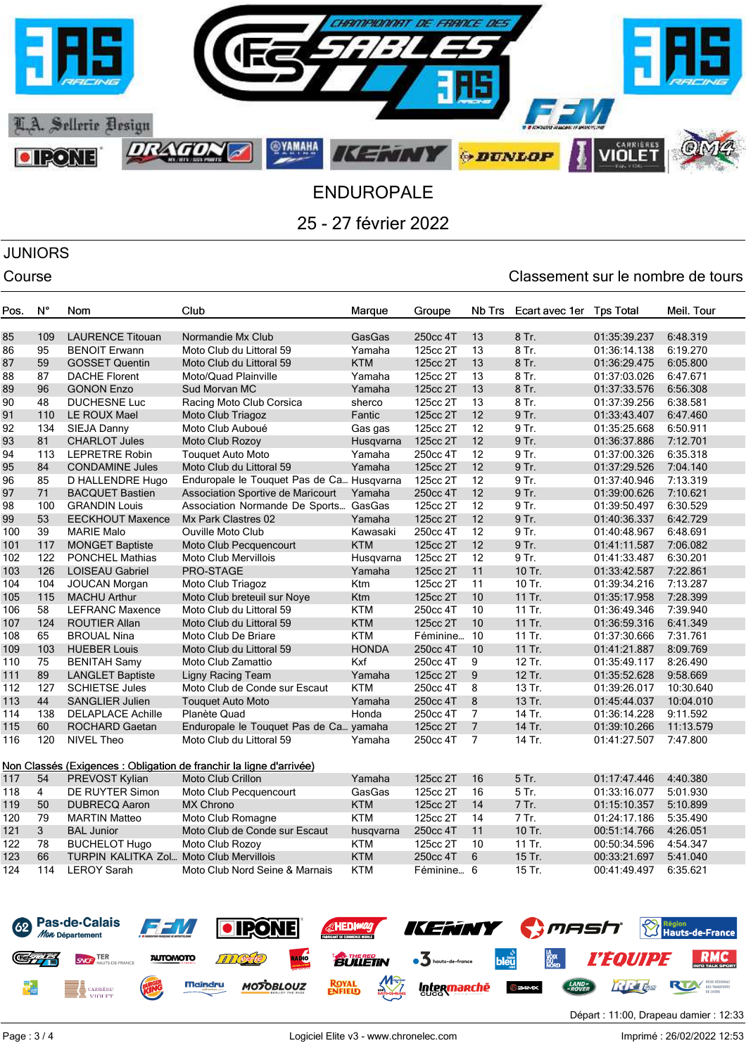# ENDUROPALE

## 25 - 27 février 2022

### JUNIORS

Course — Classement sur le nombre de tours

| Pos. | N° | Nom | Club | Marque | Groupe | Nb Trs | Ecart avec 1er | Tps Total | Meil. Tour |
|---|---|---|---|---|---|---|---|---|---|
| 85 | 109 | LAURENCE Titouan | Normandie Mx Club | GasGas | 250cc 4T | 13 | 8 Tr. | 01:35:39.237 | 6:48.319 |
| 86 | 95 | BENOIT Erwann | Moto Club du Littoral 59 | Yamaha | 125cc 2T | 13 | 8 Tr. | 01:36:14.138 | 6:19.270 |
| 87 | 59 | GOSSET Quentin | Moto Club du Littoral 59 | KTM | 125cc 2T | 13 | 8 Tr. | 01:36:29.475 | 6:05.800 |
| 88 | 87 | DACHE Florent | Moto/Quad Plainville | Yamaha | 125cc 2T | 13 | 8 Tr. | 01:37:03.026 | 6:47.671 |
| 89 | 96 | GONON Enzo | Sud Morvan MC | Yamaha | 125cc 2T | 13 | 8 Tr. | 01:37:33.576 | 6:56.308 |
| 90 | 48 | DUCHESNE Luc | Racing Moto Club Corsica | sherco | 125cc 2T | 13 | 8 Tr. | 01:37:39.256 | 6:38.581 |
| 91 | 110 | LE ROUX Mael | Moto Club Triagoz | Fantic | 125cc 2T | 12 | 9 Tr. | 01:33:43.407 | 6:47.460 |
| 92 | 134 | SIEJA Danny | Moto Club Auboué | Gas gas | 125cc 2T | 12 | 9 Tr. | 01:35:25.668 | 6:50.911 |
| 93 | 81 | CHARLOT Jules | Moto Club Rozoy | Husqvarna | 125cc 2T | 12 | 9 Tr. | 01:36:37.886 | 7:12.701 |
| 94 | 113 | LEPRETRE Robin | Touquet Auto Moto | Yamaha | 250cc 4T | 12 | 9 Tr. | 01:37:00.326 | 6:35.318 |
| 95 | 84 | CONDAMINE Jules | Moto Club du Littoral 59 | Yamaha | 125cc 2T | 12 | 9 Tr. | 01:37:29.526 | 7:04.140 |
| 96 | 85 | D HALLENDRE Hugo | Enduropale le Touquet Pas de Ca... | Husqvarna | 125cc 2T | 12 | 9 Tr. | 01:37:40.946 | 7:13.319 |
| 97 | 71 | BACQUET Bastien | Association Sportive de Maricourt | Yamaha | 250cc 4T | 12 | 9 Tr. | 01:39:00.626 | 7:10.621 |
| 98 | 100 | GRANDIN Louis | Association Normande De Sports... | GasGas | 125cc 2T | 12 | 9 Tr. | 01:39:50.497 | 6:30.529 |
| 99 | 53 | EECKHOUT Maxence | Mx Park Clastres 02 | Yamaha | 125cc 2T | 12 | 9 Tr. | 01:40:36.337 | 6:42.729 |
| 100 | 39 | MARIE Malo | Ouville Moto Club | Kawasaki | 250cc 4T | 12 | 9 Tr. | 01:40:48.967 | 6:48.691 |
| 101 | 117 | MONGET Baptiste | Moto Club Pecquencourt | KTM | 125cc 2T | 12 | 9 Tr. | 01:41:11.587 | 7:06.082 |
| 102 | 122 | PONCHEL Mathias | Moto Club Mervillois | Husqvarna | 125cc 2T | 12 | 9 Tr. | 01:41:33.487 | 6:30.201 |
| 103 | 126 | LOISEAU Gabriel | PRO-STAGE | Yamaha | 125cc 2T | 11 | 10 Tr. | 01:33:42.587 | 7:22.861 |
| 104 | 104 | JOUCAN Morgan | Moto Club Triagoz | Ktm | 125cc 2T | 11 | 10 Tr. | 01:39:34.216 | 7:13.287 |
| 105 | 115 | MACHU Arthur | Moto Club breteuil sur Noye | Ktm | 125cc 2T | 10 | 11 Tr. | 01:35:17.958 | 7:28.399 |
| 106 | 58 | LEFRANC Maxence | Moto Club du Littoral 59 | KTM | 250cc 4T | 10 | 11 Tr. | 01:36:49.346 | 7:39.940 |
| 107 | 124 | ROUTIER Allan | Moto Club du Littoral 59 | KTM | 125cc 2T | 10 | 11 Tr. | 01:36:59.316 | 6:41.349 |
| 108 | 65 | BROUAL Nina | Moto Club De Briare | KTM | Féminine... | 10 | 11 Tr. | 01:37:30.666 | 7:31.761 |
| 109 | 103 | HUEBER Louis | Moto Club du Littoral 59 | HONDA | 250cc 4T | 10 | 11 Tr. | 01:41:21.887 | 8:09.769 |
| 110 | 75 | BENITAH Samy | Moto Club Zamattio | Kxf | 250cc 4T | 9 | 12 Tr. | 01:35:49.117 | 8:26.490 |
| 111 | 89 | LANGLET Baptiste | Ligny Racing Team | Yamaha | 125cc 2T | 9 | 12 Tr. | 01:35:52.628 | 9:58.669 |
| 112 | 127 | SCHIETSE Jules | Moto Club de Conde sur Escaut | KTM | 250cc 4T | 8 | 13 Tr. | 01:39:26.017 | 10:30.640 |
| 113 | 44 | SANGLIER Julien | Touquet Auto Moto | Yamaha | 250cc 4T | 8 | 13 Tr. | 01:45:44.037 | 10:04.010 |
| 114 | 138 | DELAPLACE Achille | Planète Quad | Honda | 250cc 4T | 7 | 14 Tr. | 01:36:14.228 | 9:11.592 |
| 115 | 60 | ROCHARD Gaetan | Enduropale le Touquet Pas de Ca... | yamaha | 125cc 2T | 7 | 14 Tr. | 01:39:10.266 | 11:13.579 |
| 116 | 120 | NIVEL Theo | Moto Club du Littoral 59 | Yamaha | 250cc 4T | 7 | 14 Tr. | 01:41:27.507 | 7:47.800 |

**Non Classés (Exigences : Obligation de franchir la ligne d'arrivée)**

| Pos. | N° | Nom | Club | Marque | Groupe | Nb Trs | Ecart avec 1er | Tps Total | Meil. Tour |
|---|---|---|---|---|---|---|---|---|---|
| 117 | 54 | PREVOST Kylian | Moto Club Crillon | Yamaha | 125cc 2T | 16 | 5 Tr. | 01:17:47.446 | 4:40.380 |
| 118 | 4 | DE RUYTER Simon | Moto Club Pecquencourt | GasGas | 125cc 2T | 16 | 5 Tr. | 01:33:16.077 | 5:01.930 |
| 119 | 50 | DUBRECQ Aaron | MX Chrono | KTM | 125cc 2T | 14 | 7 Tr. | 01:15:10.357 | 5:10.899 |
| 120 | 79 | MARTIN Matteo | Moto Club Romagne | KTM | 125cc 2T | 14 | 7 Tr. | 01:24:17.186 | 5:35.490 |
| 121 | 3 | BAL Junior | Moto Club de Conde sur Escaut | husqvarna | 250cc 4T | 11 | 10 Tr. | 00:51:14.766 | 4:26.051 |
| 122 | 78 | BUCHELOT Hugo | Moto Club Rozoy | KTM | 125cc 2T | 10 | 11 Tr. | 00:50:34.596 | 4:54.347 |
| 123 | 66 | TURPIN KALITKA Zol... | Moto Club Mervillois | KTM | 250cc 4T | 6 | 15 Tr. | 00:33:21.697 | 5:41.040 |
| 124 | 114 | LEROY Sarah | Moto Club Nord Seine & Marnais | KTM | Féminine... | 6 | 15 Tr. | 00:41:49.497 | 6:35.621 |

Départ : 11:00, Drapeau damier : 12:33

Logiciel Elite v3 - www.chronelec.com — Imprimé : 26/02/2022 12:53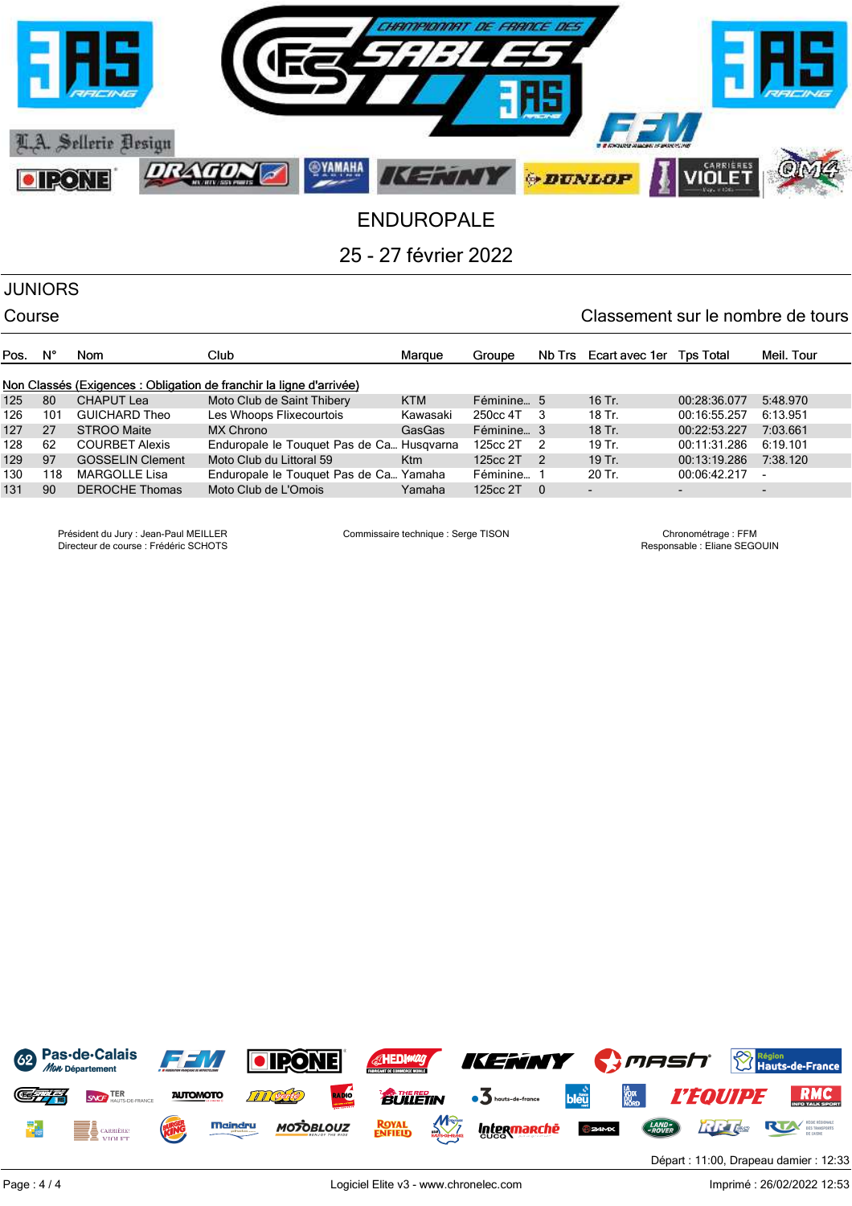# ENDUROPALE

## 25 - 27 février 2022

## JUNIORS

Course

Classement sur le nombre de tours

| Pos. | N° | Nom | Club | Marque | Groupe | Nb Trs | Ecart avec 1er | Tps Total | Meil. Tour |
|---|---|---|---|---|---|---|---|---|---|
| Non Classés (Exigences : Obligation de franchir la ligne d'arrivée) | | | | | | | | | |
| 125 | 80 | CHAPUT Lea | Moto Club de Saint Thibery | KTM | Féminine... | 5 | 16 Tr. | 00:28:36.077 | 5:48.970 |
| 126 | 101 | GUICHARD Theo | Les Whoops Flixecourtois | Kawasaki | 250cc 4T | 3 | 18 Tr. | 00:16:55.257 | 6:13.951 |
| 127 | 27 | STROO Maite | MX Chrono | GasGas | Féminine... | 3 | 18 Tr. | 00:22:53.227 | 7:03.661 |
| 128 | 62 | COURBET Alexis | Enduropale le Touquet Pas de Ca... | Husqvarna | 125cc 2T | 2 | 19 Tr. | 00:11:31.286 | 6:19.101 |
| 129 | 97 | GOSSELIN Clement | Moto Club du Littoral 59 | Ktm | 125cc 2T | 2 | 19 Tr. | 00:13:19.286 | 7:38.120 |
| 130 | 118 | MARGOLLE Lisa | Enduropale le Touquet Pas de Ca... | Yamaha | Féminine... | 1 | 20 Tr. | 00:06:42.217 | - |
| 131 | 90 | DEROCHE Thomas | Moto Club de L'Omois | Yamaha | 125cc 2T | 0 | - | - | - |

Président du Jury : Jean-Paul MEILLER
Directeur de course : Frédéric SCHOTS

Commissaire technique : Serge TISON

Chronométrage : FFM
Responsable : Eliane SEGOUIN

Départ : 11:00, Drapeau damier : 12:33

Logiciel Elite v3 - www.chronelec.com

Imprimé : 26/02/2022 12:53